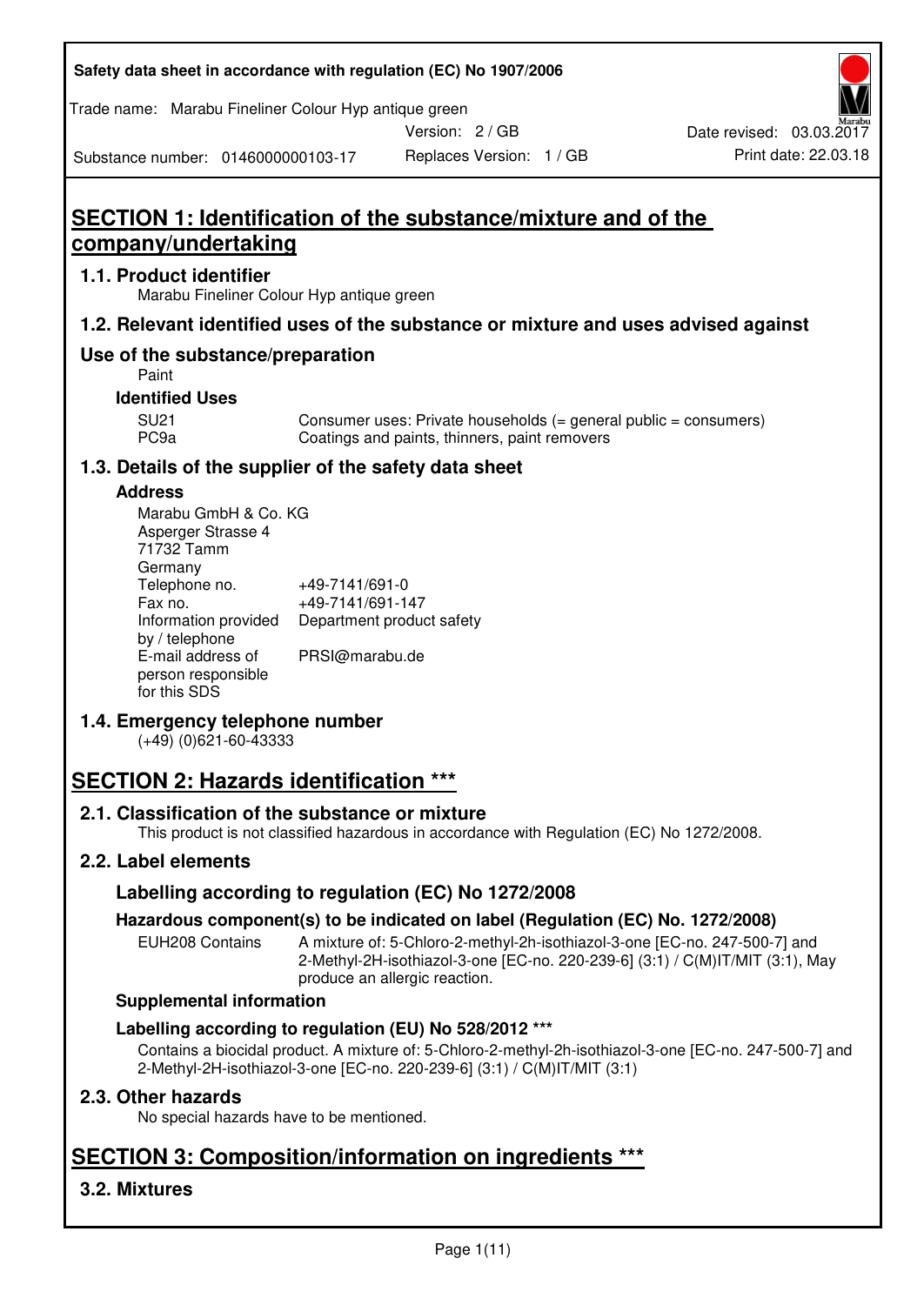# SECTION 1: Identification of the substance/mixture and of the company/undertaking

## 1.1. Product identifier

Marabu Fineliner Colour Hyp antique green

## 1.2. Relevant identified uses of the substance or mixture and uses advised against

### Use of the substance/preparation

Paint

**Identified Uses**

| | |
|---|---|
| SU21 | Consumer uses: Private households (= general public = consumers) |
| PC9a | Coatings and paints, thinners, paint removers |

## 1.3. Details of the supplier of the safety data sheet

**Address**

Marabu GmbH & Co. KG
Asperger Strasse 4
71732 Tamm
Germany

| | |
|---|---|
| Telephone no. | +49-7141/691-0 |
| Fax no. | +49-7141/691-147 |
| Information provided by / telephone | Department product safety |
| E-mail address of person responsible for this SDS | PRSI@marabu.de |

## 1.4. Emergency telephone number

(+49) (0)621-60-43333

# SECTION 2: Hazards identification ***

## 2.1. Classification of the substance or mixture

This product is not classified hazardous in accordance with Regulation (EC) No 1272/2008.

## 2.2. Label elements

### Labelling according to regulation (EC) No 1272/2008

**Hazardous component(s) to be indicated on label (Regulation (EC) No. 1272/2008)**

EUH208 Contains: A mixture of: 5-Chloro-2-methyl-2h-isothiazol-3-one [EC-no. 247-500-7] and 2-Methyl-2H-isothiazol-3-one [EC-no. 220-239-6] (3:1) / C(M)IT/MIT (3:1), May produce an allergic reaction.

**Supplemental information**

**Labelling according to regulation (EU) No 528/2012 ***

Contains a biocidal product. A mixture of: 5-Chloro-2-methyl-2h-isothiazol-3-one [EC-no. 247-500-7] and 2-Methyl-2H-isothiazol-3-one [EC-no. 220-239-6] (3:1) / C(M)IT/MIT (3:1)

## 2.3. Other hazards

No special hazards have to be mentioned.

# SECTION 3: Composition/information on ingredients ***

## 3.2. Mixtures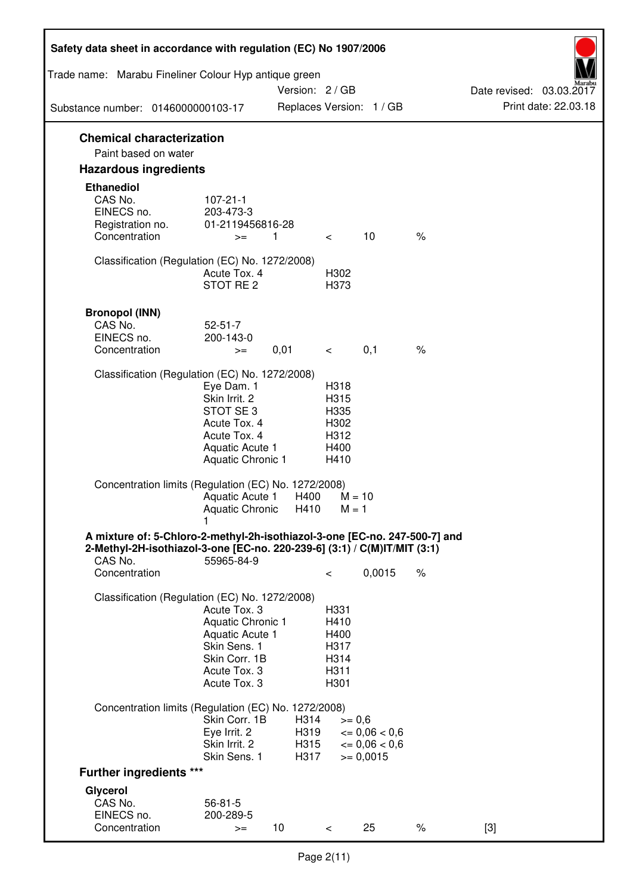## Chemical characterization

Paint based on water

## Hazardous ingredients

### Ethanediol

| | | | | | |
|---|---|---|---|---|---|
| CAS No. | 107-21-1 | | | | |
| EINECS no. | 203-473-3 | | | | |
| Registration no. | 01-2119456816-28 | | | | |
| Concentration | >= | 1 | < | 10 | % |

Classification (Regulation (EC) No. 1272/2008)

| | |
|---|---|
| Acute Tox. 4 | H302 |
| STOT RE 2 | H373 |

### Bronopol (INN)

| | | | | | |
|---|---|---|---|---|---|
| CAS No. | 52-51-7 | | | | |
| EINECS no. | 200-143-0 | | | | |
| Concentration | >= | 0,01 | < | 0,1 | % |

Classification (Regulation (EC) No. 1272/2008)

| | |
|---|---|
| Eye Dam. 1 | H318 |
| Skin Irrit. 2 | H315 |
| STOT SE 3 | H335 |
| Acute Tox. 4 | H302 |
| Acute Tox. 4 | H312 |
| Aquatic Acute 1 | H400 |
| Aquatic Chronic 1 | H410 |

Concentration limits (Regulation (EC) No. 1272/2008)

| | | |
|---|---|---|
| Aquatic Acute 1 | H400 | M = 10 |
| Aquatic Chronic 1 | H410 | M = 1 |

### A mixture of: 5-Chloro-2-methyl-2h-isothiazol-3-one [EC-no. 247-500-7] and 2-Methyl-2H-isothiazol-3-one [EC-no. 220-239-6] (3:1) / C(M)IT/MIT (3:1)

| | | | |
|---|---|---|---|
| CAS No. | 55965-84-9 | | |
| Concentration | < | 0,0015 | % |

Classification (Regulation (EC) No. 1272/2008)

| | |
|---|---|
| Acute Tox. 3 | H331 |
| Aquatic Chronic 1 | H410 |
| Aquatic Acute 1 | H400 |
| Skin Sens. 1 | H317 |
| Skin Corr. 1B | H314 |
| Acute Tox. 3 | H311 |
| Acute Tox. 3 | H301 |

Concentration limits (Regulation (EC) No. 1272/2008)

| | | |
|---|---|---|
| Skin Corr. 1B | H314 | >= 0,6 |
| Eye Irrit. 2 | H319 | <= 0,06 < 0,6 |
| Skin Irrit. 2 | H315 | <= 0,06 < 0,6 |
| Skin Sens. 1 | H317 | >= 0,0015 |

## Further ingredients ***

### Glycerol

| | | | | | | |
|---|---|---|---|---|---|---|
| CAS No. | 56-81-5 | | | | | |
| EINECS no. | 200-289-5 | | | | | |
| Concentration | >= | 10 | < | 25 | % | [3] |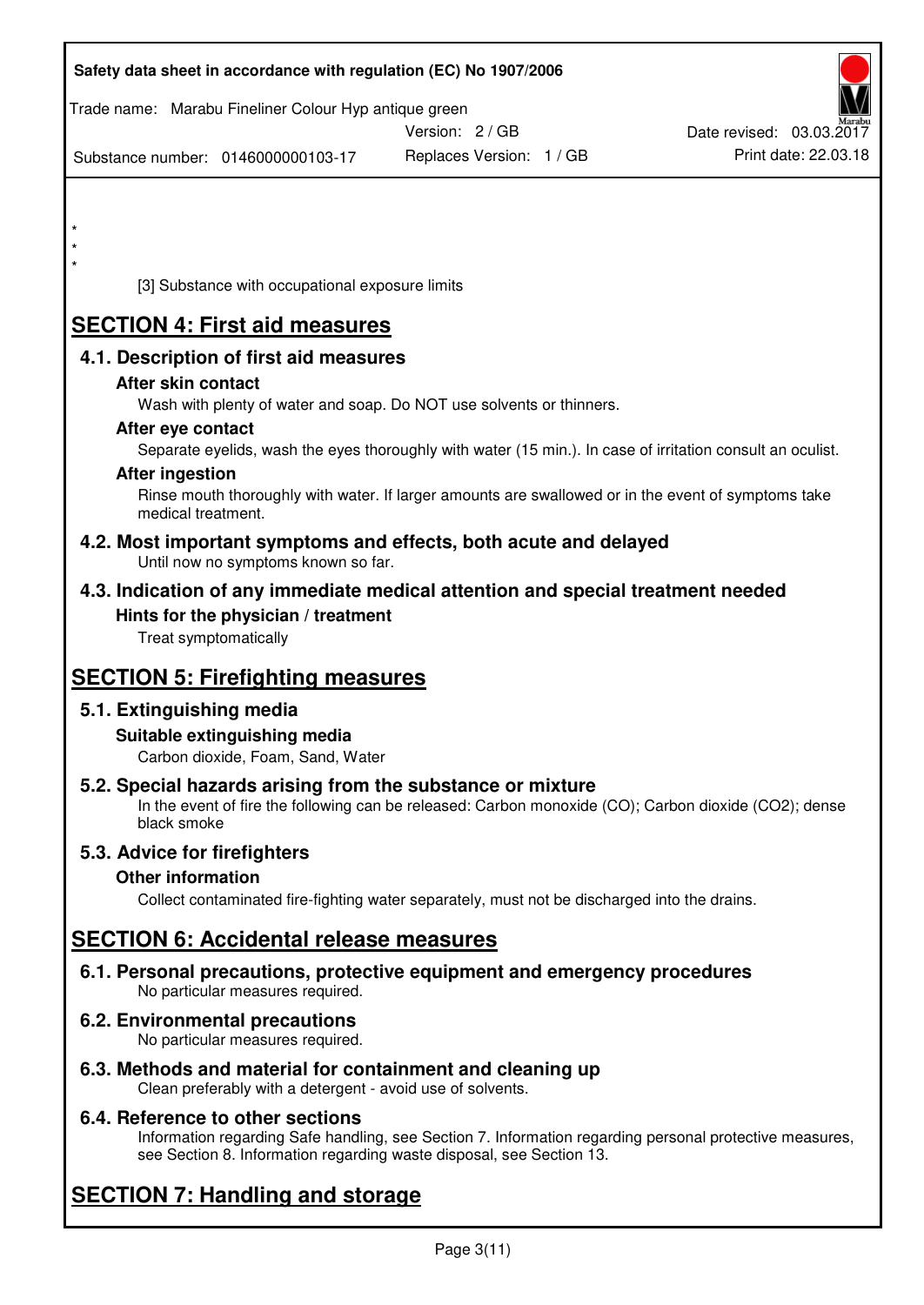\*
\*
\*

[3] Substance with occupational exposure limits

# SECTION 4: First aid measures

## 4.1. Description of first aid measures

### After skin contact

Wash with plenty of water and soap. Do NOT use solvents or thinners.

### After eye contact

Separate eyelids, wash the eyes thoroughly with water (15 min.). In case of irritation consult an oculist.

### After ingestion

Rinse mouth thoroughly with water. If larger amounts are swallowed or in the event of symptoms take medical treatment.

## 4.2. Most important symptoms and effects, both acute and delayed

Until now no symptoms known so far.

## 4.3. Indication of any immediate medical attention and special treatment needed

### Hints for the physician / treatment

Treat symptomatically

# SECTION 5: Firefighting measures

## 5.1. Extinguishing media

### Suitable extinguishing media

Carbon dioxide, Foam, Sand, Water

## 5.2. Special hazards arising from the substance or mixture

In the event of fire the following can be released: Carbon monoxide (CO); Carbon dioxide ($CO_2$); dense black smoke

## 5.3. Advice for firefighters

### Other information

Collect contaminated fire-fighting water separately, must not be discharged into the drains.

# SECTION 6: Accidental release measures

## 6.1. Personal precautions, protective equipment and emergency procedures

No particular measures required.

## 6.2. Environmental precautions

No particular measures required.

## 6.3. Methods and material for containment and cleaning up

Clean preferably with a detergent - avoid use of solvents.

## 6.4. Reference to other sections

Information regarding Safe handling, see Section 7. Information regarding personal protective measures, see Section 8. Information regarding waste disposal, see Section 13.

# SECTION 7: Handling and storage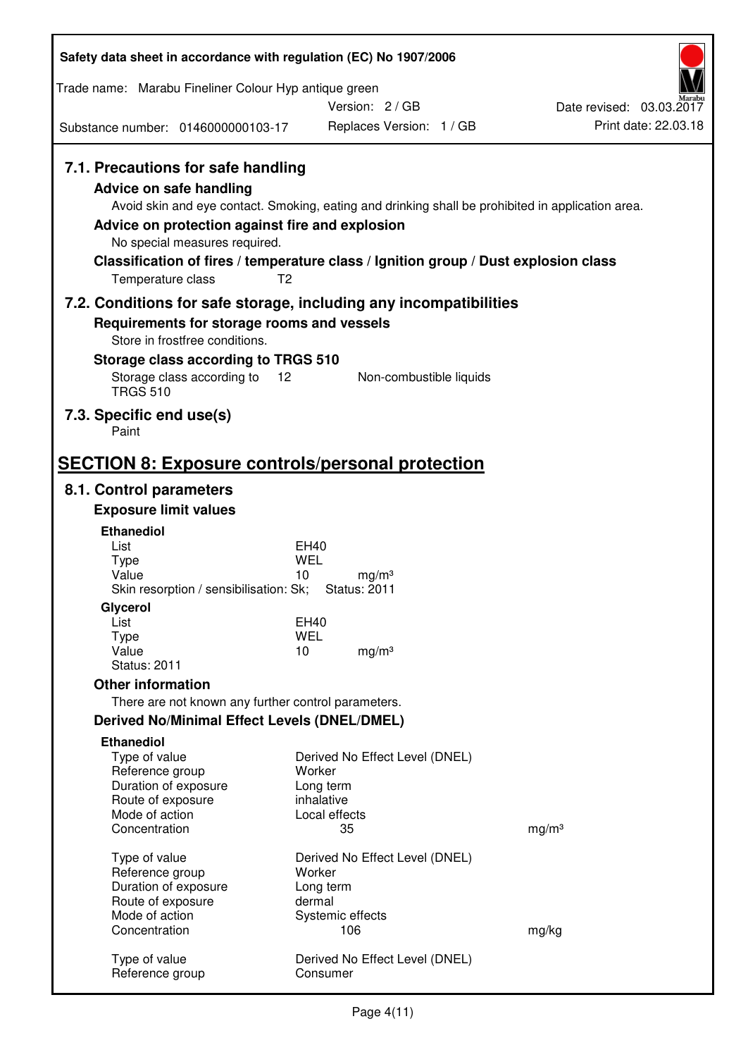## 7.1. Precautions for safe handling

### Advice on safe handling

Avoid skin and eye contact. Smoking, eating and drinking shall be prohibited in application area.

### Advice on protection against fire and explosion

No special measures required.

### Classification of fires / temperature class / Ignition group / Dust explosion class

| | |
|---|---|
| Temperature class | T2 |

## 7.2. Conditions for safe storage, including any incompatibilities

### Requirements for storage rooms and vessels

Store in frostfree conditions.

### Storage class according to TRGS 510

| | | |
|---|---|---|
| Storage class according to TRGS 510 | 12 | Non-combustible liquids |

## 7.3. Specific end use(s)

Paint

# SECTION 8: Exposure controls/personal protection

## 8.1. Control parameters

### Exposure limit values

**Ethanediol**

| | | |
|---|---|---|
| List | EH40 | |
| Type | WEL | |
| Value | 10 | mg/m³ |
| Skin resorption / sensibilisation: Sk; | Status: 2011 | |

**Glycerol**

| | | |
|---|---|---|
| List | EH40 | |
| Type | WEL | |
| Value | 10 | mg/m³ |
| Status: 2011 | | |

### Other information

There are not known any further control parameters.

### Derived No/Minimal Effect Levels (DNEL/DMEL)

**Ethanediol**

| | | |
|---|---|---|
| Type of value | Derived No Effect Level (DNEL) | |
| Reference group | Worker | |
| Duration of exposure | Long term | |
| Route of exposure | inhalative | |
| Mode of action | Local effects | |
| Concentration | 35 | mg/m³ |

| | | |
|---|---|---|
| Type of value | Derived No Effect Level (DNEL) | |
| Reference group | Worker | |
| Duration of exposure | Long term | |
| Route of exposure | dermal | |
| Mode of action | Systemic effects | |
| Concentration | 106 | mg/kg |

| | |
|---|---|
| Type of value | Derived No Effect Level (DNEL) |
| Reference group | Consumer |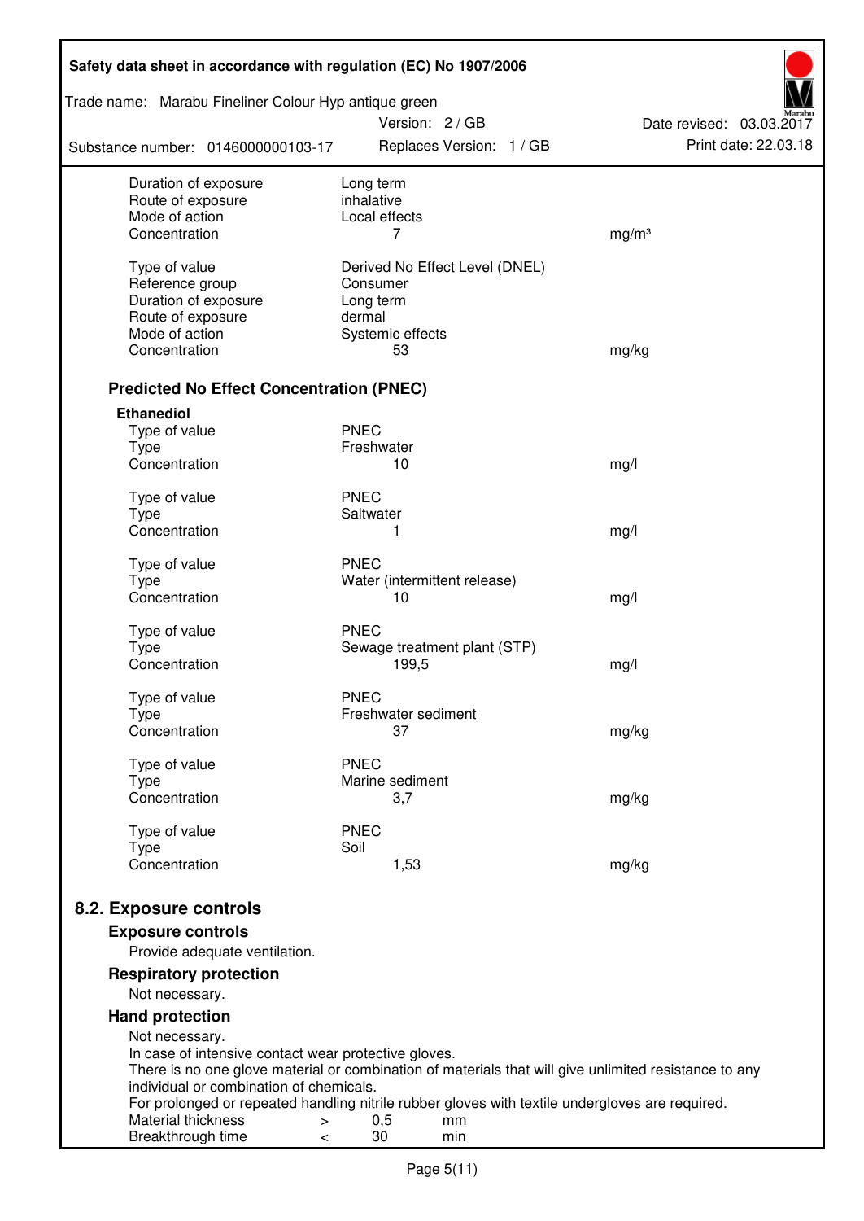| | | |
|---|---|---|
| Duration of exposure | Long term | |
| Route of exposure | inhalative | |
| Mode of action | Local effects | |
| Concentration | 7 | mg/m³ |
| | | |
| Type of value | Derived No Effect Level (DNEL) | |
| Reference group | Consumer | |
| Duration of exposure | Long term | |
| Route of exposure | dermal | |
| Mode of action | Systemic effects | |
| Concentration | 53 | mg/kg |

### Predicted No Effect Concentration (PNEC)

**Ethanediol**

| | | |
|---|---|---|
| Type of value | PNEC | |
| Type | Freshwater | |
| Concentration | 10 | mg/l |
| | | |
| Type of value | PNEC | |
| Type | Saltwater | |
| Concentration | 1 | mg/l |
| | | |
| Type of value | PNEC | |
| Type | Water (intermittent release) | |
| Concentration | 10 | mg/l |
| | | |
| Type of value | PNEC | |
| Type | Sewage treatment plant (STP) | |
| Concentration | 199,5 | mg/l |
| | | |
| Type of value | PNEC | |
| Type | Freshwater sediment | |
| Concentration | 37 | mg/kg |
| | | |
| Type of value | PNEC | |
| Type | Marine sediment | |
| Concentration | 3,7 | mg/kg |
| | | |
| Type of value | PNEC | |
| Type | Soil | |
| Concentration | 1,53 | mg/kg |

## 8.2. Exposure controls

### Exposure controls

Provide adequate ventilation.

### Respiratory protection

Not necessary.

### Hand protection

Not necessary.
In case of intensive contact wear protective gloves.
There is no one glove material or combination of materials that will give unlimited resistance to any individual or combination of chemicals.
For prolonged or repeated handling nitrile rubber gloves with textile undergloves are required.

| | | | |
|---|---|---|---|
| Material thickness | > | 0,5 | mm |
| Breakthrough time | < | 30 | min |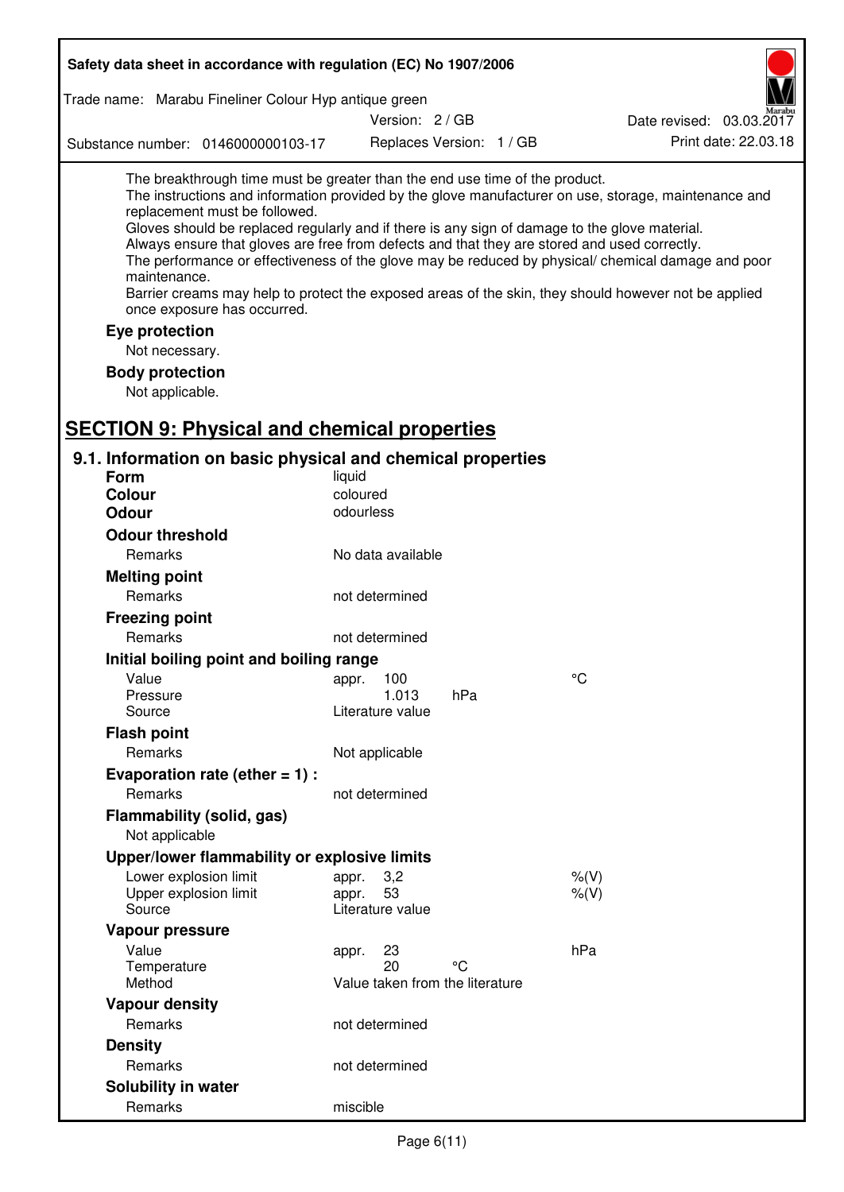The breakthrough time must be greater than the end use time of the product.
The instructions and information provided by the glove manufacturer on use, storage, maintenance and replacement must be followed.
Gloves should be replaced regularly and if there is any sign of damage to the glove material.
Always ensure that gloves are free from defects and that they are stored and used correctly.
The performance or effectiveness of the glove may be reduced by physical/ chemical damage and poor maintenance.
Barrier creams may help to protect the exposed areas of the skin, they should however not be applied once exposure has occurred.

**Eye protection**

Not necessary.

**Body protection**

Not applicable.

## SECTION 9: Physical and chemical properties

### 9.1. Information on basic physical and chemical properties

| | | | |
|---|---|---|---|
| **Form** | liquid | | |
| **Colour** | coloured | | |
| **Odour** | odourless | | |
| **Odour threshold** | | | |
| Remarks | No data available | | |
| **Melting point** | | | |
| Remarks | not determined | | |
| **Freezing point** | | | |
| Remarks | not determined | | |
| **Initial boiling point and boiling range** | | | |
| Value | appr. 100 | | °C |
| Pressure | 1.013 | hPa | |
| Source | Literature value | | |
| **Flash point** | | | |
| Remarks | Not applicable | | |
| **Evaporation rate (ether = 1) :** | | | |
| Remarks | not determined | | |
| **Flammability (solid, gas)** | | | |
| Not applicable | | | |
| **Upper/lower flammability or explosive limits** | | | |
| Lower explosion limit | appr. 3,2 | | %(V) |
| Upper explosion limit | appr. 53 | | %(V) |
| Source | Literature value | | |
| **Vapour pressure** | | | |
| Value | appr. 23 | | hPa |
| Temperature | 20 | °C | |
| Method | Value taken from the literature | | |
| **Vapour density** | | | |
| Remarks | not determined | | |
| **Density** | | | |
| Remarks | not determined | | |
| **Solubility in water** | | | |
| Remarks | miscible | | |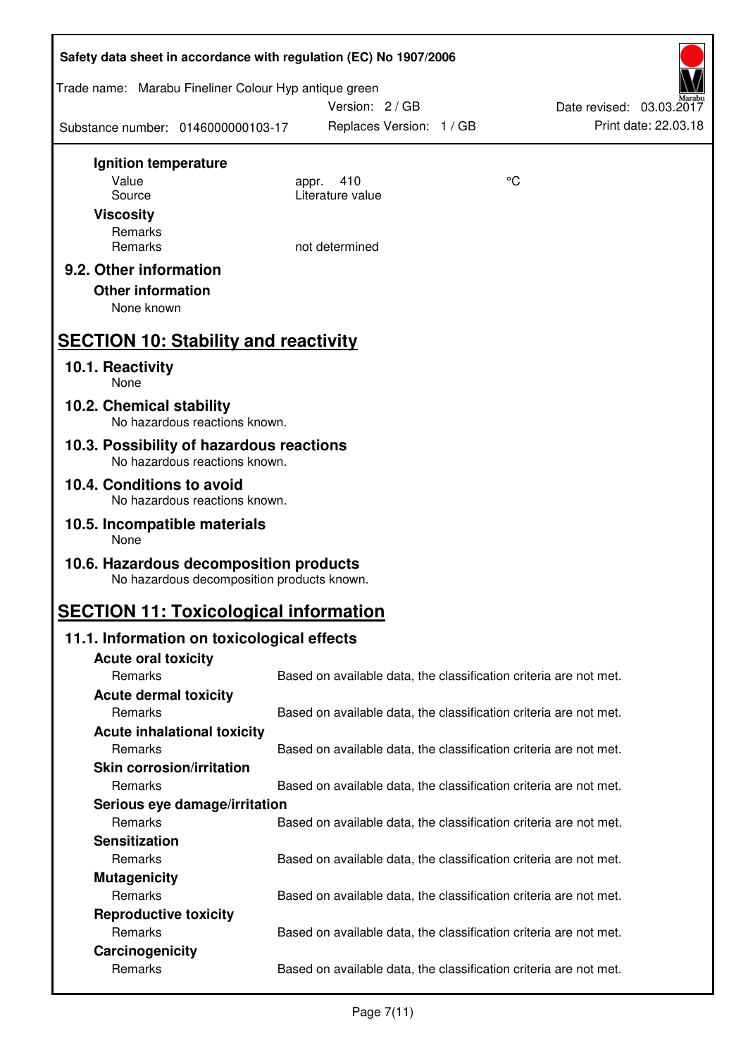**Ignition temperature**

| | | |
|---|---|---|
| Value | appr. 410 | °C |
| Source | Literature value | |

**Viscosity**

| | |
|---|---|
| Remarks | |
| Remarks | not determined |

## 9.2. Other information

**Other information**

None known

# SECTION 10: Stability and reactivity

## 10.1. Reactivity

None

## 10.2. Chemical stability

No hazardous reactions known.

## 10.3. Possibility of hazardous reactions

No hazardous reactions known.

## 10.4. Conditions to avoid

No hazardous reactions known.

## 10.5. Incompatible materials

None

## 10.6. Hazardous decomposition products

No hazardous decomposition products known.

# SECTION 11: Toxicological information

## 11.1. Information on toxicological effects

**Acute oral toxicity**

Remarks: Based on available data, the classification criteria are not met.

**Acute dermal toxicity**

Remarks: Based on available data, the classification criteria are not met.

**Acute inhalational toxicity**

Remarks: Based on available data, the classification criteria are not met.

**Skin corrosion/irritation**

Remarks: Based on available data, the classification criteria are not met.

**Serious eye damage/irritation**

Remarks: Based on available data, the classification criteria are not met.

**Sensitization**

Remarks: Based on available data, the classification criteria are not met.

**Mutagenicity**

Remarks: Based on available data, the classification criteria are not met.

**Reproductive toxicity**

Remarks: Based on available data, the classification criteria are not met.

**Carcinogenicity**

Remarks: Based on available data, the classification criteria are not met.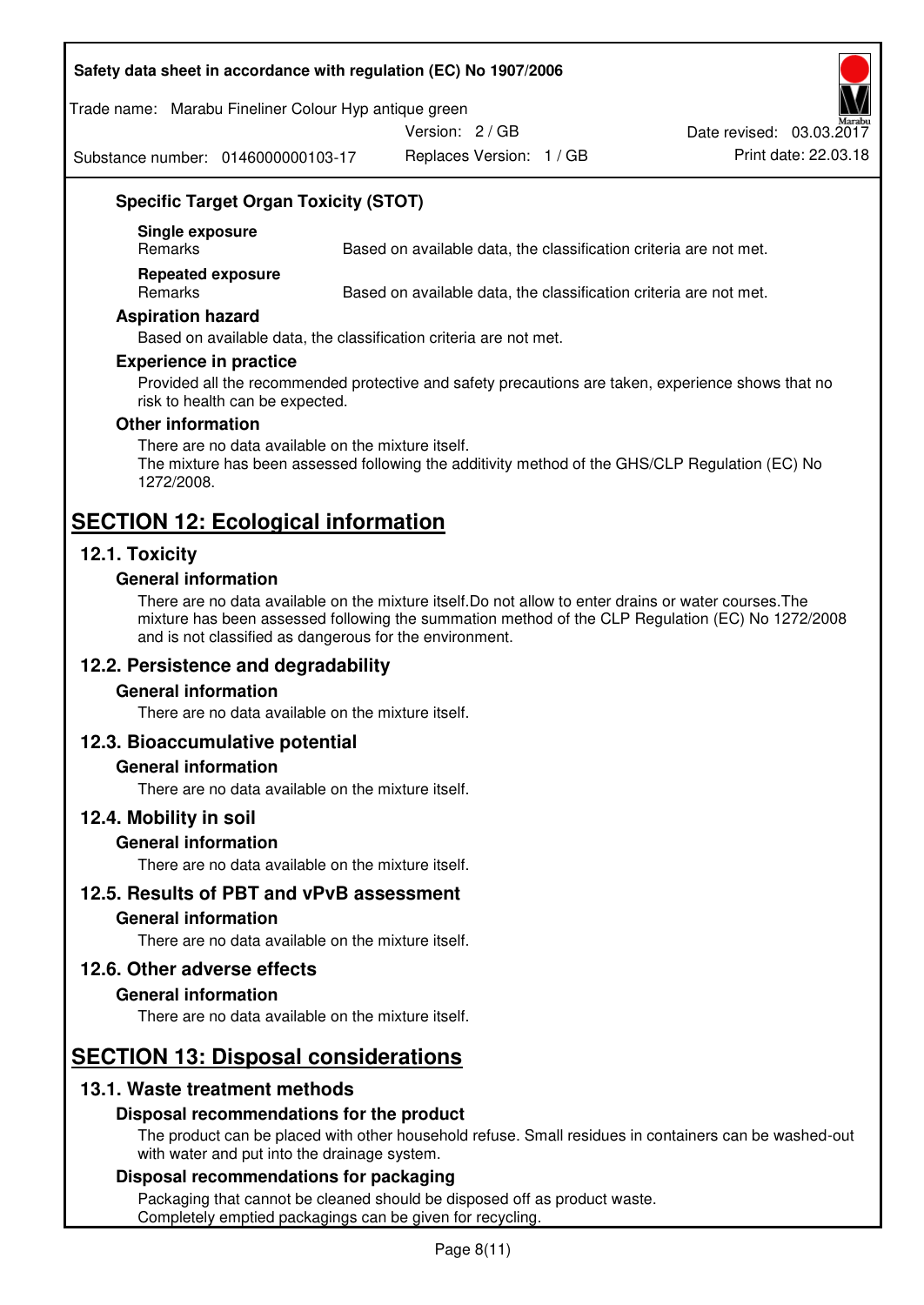### Specific Target Organ Toxicity (STOT)

**Single exposure**

| Remarks | Based on available data, the classification criteria are not met. |
| --- | --- |

**Repeated exposure**

| Remarks | Based on available data, the classification criteria are not met. |
| --- | --- |

### Aspiration hazard

Based on available data, the classification criteria are not met.

### Experience in practice

Provided all the recommended protective and safety precautions are taken, experience shows that no risk to health can be expected.

### Other information

There are no data available on the mixture itself.
The mixture has been assessed following the additivity method of the GHS/CLP Regulation (EC) No 1272/2008.

# SECTION 12: Ecological information

## 12.1. Toxicity

### General information

There are no data available on the mixture itself.Do not allow to enter drains or water courses.The mixture has been assessed following the summation method of the CLP Regulation (EC) No 1272/2008 and is not classified as dangerous for the environment.

## 12.2. Persistence and degradability

### General information

There are no data available on the mixture itself.

## 12.3. Bioaccumulative potential

### General information

There are no data available on the mixture itself.

## 12.4. Mobility in soil

### General information

There are no data available on the mixture itself.

## 12.5. Results of PBT and vPvB assessment

### General information

There are no data available on the mixture itself.

## 12.6. Other adverse effects

### General information

There are no data available on the mixture itself.

# SECTION 13: Disposal considerations

## 13.1. Waste treatment methods

### Disposal recommendations for the product

The product can be placed with other household refuse. Small residues in containers can be washed-out with water and put into the drainage system.

### Disposal recommendations for packaging

Packaging that cannot be cleaned should be disposed off as product waste.
Completely emptied packagings can be given for recycling.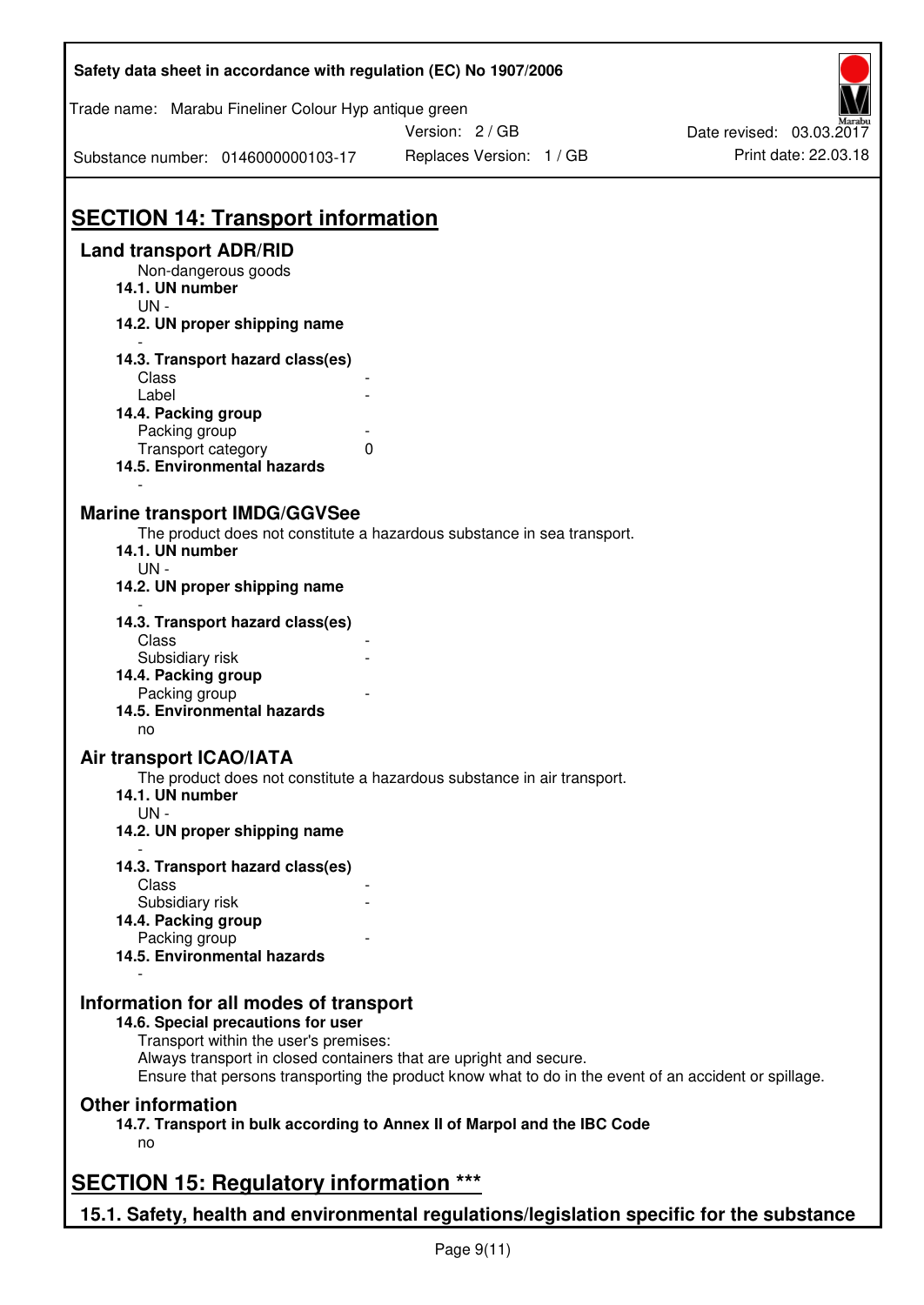# SECTION 14: Transport information

## Land transport ADR/RID

Non-dangerous goods

**14.1. UN number**

UN -

**14.2. UN proper shipping name**

-

**14.3. Transport hazard class(es)**

| | |
|---|---|
| Class | - |
| Label | - |

**14.4. Packing group**

| | |
|---|---|
| Packing group | - |
| Transport category | 0 |

**14.5. Environmental hazards**

-

## Marine transport IMDG/GGVSee

The product does not constitute a hazardous substance in sea transport.

**14.1. UN number**

UN -

**14.2. UN proper shipping name**

-

**14.3. Transport hazard class(es)**

| | |
|---|---|
| Class | - |
| Subsidiary risk | - |

**14.4. Packing group**

| | |
|---|---|
| Packing group | - |

**14.5. Environmental hazards**

no

## Air transport ICAO/IATA

The product does not constitute a hazardous substance in air transport.

**14.1. UN number**

UN -

**14.2. UN proper shipping name**

-

**14.3. Transport hazard class(es)**

| | |
|---|---|
| Class | - |
| Subsidiary risk | - |

**14.4. Packing group**

| | |
|---|---|
| Packing group | - |

**14.5. Environmental hazards**

-

## Information for all modes of transport

**14.6. Special precautions for user**

Transport within the user's premises:
Always transport in closed containers that are upright and secure.
Ensure that persons transporting the product know what to do in the event of an accident or spillage.

## Other information

**14.7. Transport in bulk according to Annex II of Marpol and the IBC Code**

no

# SECTION 15: Regulatory information ***

## 15.1. Safety, health and environmental regulations/legislation specific for the substance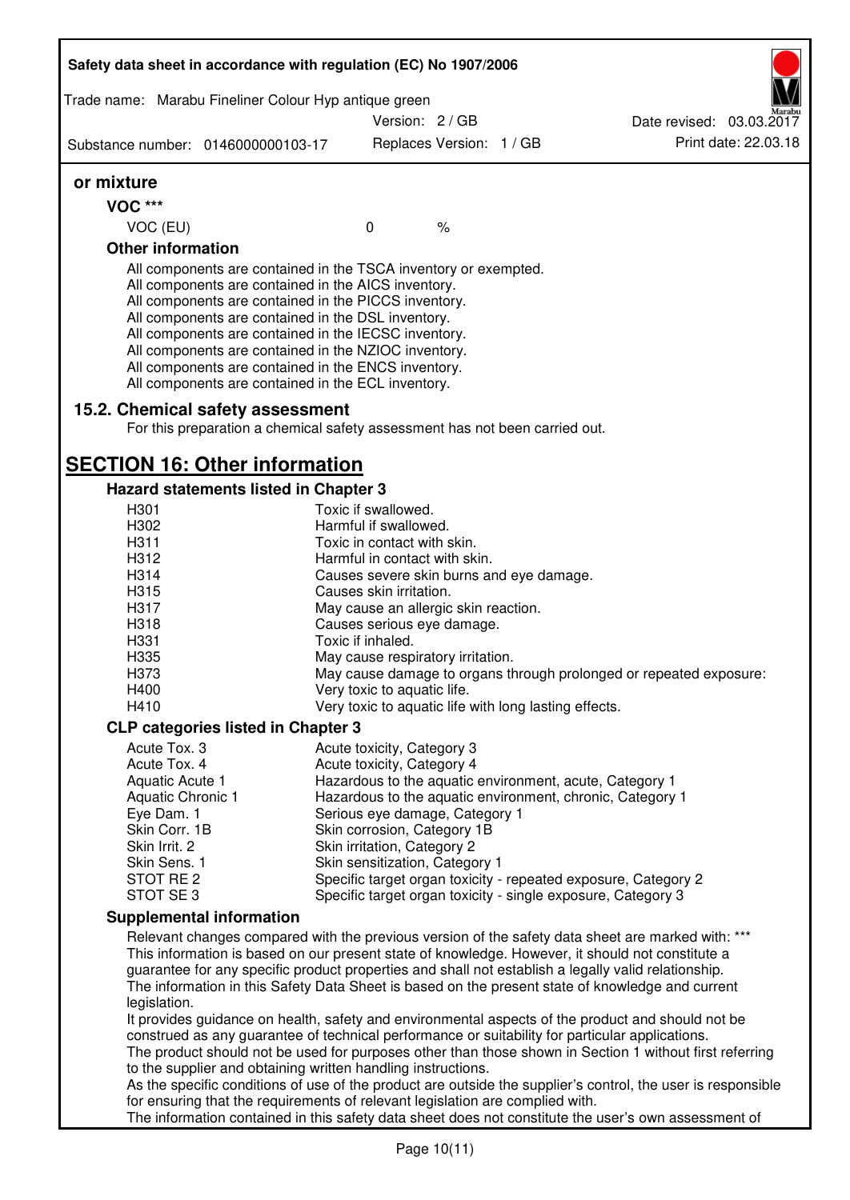**or mixture**

**VOC *****

| | | |
|---|---|---|
| VOC (EU) | 0 | % |

**Other information**

All components are contained in the TSCA inventory or exempted.
All components are contained in the AICS inventory.
All components are contained in the PICCS inventory.
All components are contained in the DSL inventory.
All components are contained in the IECSC inventory.
All components are contained in the NZIOC inventory.
All components are contained in the ENCS inventory.
All components are contained in the ECL inventory.

### 15.2. Chemical safety assessment

For this preparation a chemical safety assessment has not been carried out.

## SECTION 16: Other information

### Hazard statements listed in Chapter 3

| | |
|---|---|
| H301 | Toxic if swallowed. |
| H302 | Harmful if swallowed. |
| H311 | Toxic in contact with skin. |
| H312 | Harmful in contact with skin. |
| H314 | Causes severe skin burns and eye damage. |
| H315 | Causes skin irritation. |
| H317 | May cause an allergic skin reaction. |
| H318 | Causes serious eye damage. |
| H331 | Toxic if inhaled. |
| H335 | May cause respiratory irritation. |
| H373 | May cause damage to organs through prolonged or repeated exposure: |
| H400 | Very toxic to aquatic life. |
| H410 | Very toxic to aquatic life with long lasting effects. |

### CLP categories listed in Chapter 3

| | |
|---|---|
| Acute Tox. 3 | Acute toxicity, Category 3 |
| Acute Tox. 4 | Acute toxicity, Category 4 |
| Aquatic Acute 1 | Hazardous to the aquatic environment, acute, Category 1 |
| Aquatic Chronic 1 | Hazardous to the aquatic environment, chronic, Category 1 |
| Eye Dam. 1 | Serious eye damage, Category 1 |
| Skin Corr. 1B | Skin corrosion, Category 1B |
| Skin Irrit. 2 | Skin irritation, Category 2 |
| Skin Sens. 1 | Skin sensitization, Category 1 |
| STOT RE 2 | Specific target organ toxicity - repeated exposure, Category 2 |
| STOT SE 3 | Specific target organ toxicity - single exposure, Category 3 |

### Supplemental information

Relevant changes compared with the previous version of the safety data sheet are marked with: ***
This information is based on our present state of knowledge. However, it should not constitute a guarantee for any specific product properties and shall not establish a legally valid relationship.
The information in this Safety Data Sheet is based on the present state of knowledge and current legislation.
It provides guidance on health, safety and environmental aspects of the product and should not be construed as any guarantee of technical performance or suitability for particular applications.
The product should not be used for purposes other than those shown in Section 1 without first referring to the supplier and obtaining written handling instructions.
As the specific conditions of use of the product are outside the supplier's control, the user is responsible for ensuring that the requirements of relevant legislation are complied with.
The information contained in this safety data sheet does not constitute the user's own assessment of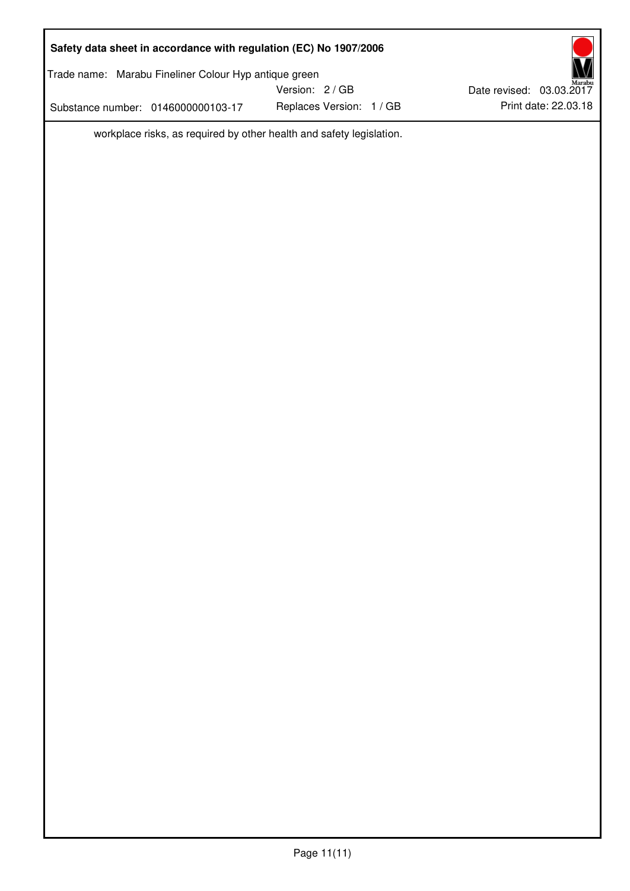workplace risks, as required by other health and safety legislation.